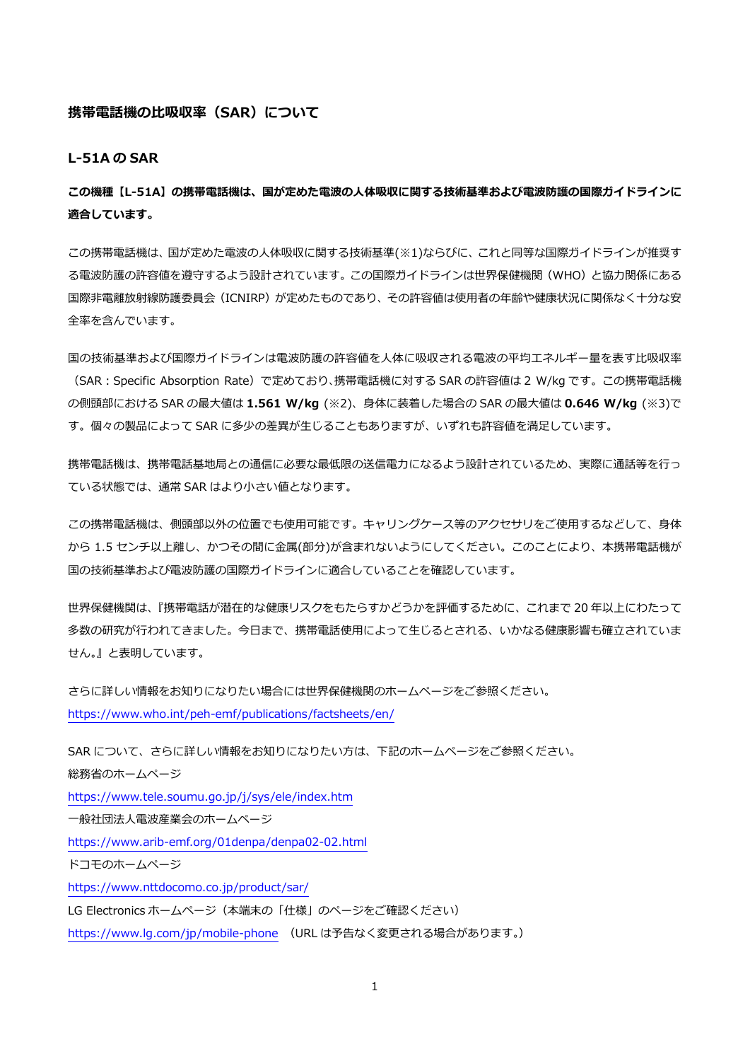# 携帯電話機の比吸収率（SAR）について

## L-51A の SAR

**この機種【L-51A】の携帯電話機は、国が定めた電波の人体吸収に関する技術基準および電波防護の国際ガイドラインに適合しています。**

この携帯電話機は、国が定めた電波の人体吸収に関する技術基準(※1)ならびに、これと同等な国際ガイドラインが推奨する電波防護の許容値を遵守するよう設計されています。この国際ガイドラインは世界保健機関（WHO）と協力関係にある国際非電離放射線防護委員会（ICNIRP）が定めたものであり、その許容値は使用者の年齢や健康状況に関係なく十分な安全率を含んでいます。

国の技術基準および国際ガイドラインは電波防護の許容値を人体に吸収される電波の平均エネルギー量を表す比吸収率（SAR：Specific Absorption Rate）で定めており、携帯電話機に対する SAR の許容値は 2 W/kg です。この携帯電話機の側頭部における SAR の最大値は **1.561 W/kg** (※2)、身体に装着した場合の SAR の最大値は **0.646 W/kg** (※3)です。個々の製品によって SAR に多少の差異が生じることもありますが、いずれも許容値を満足しています。

携帯電話機は、携帯電話基地局との通信に必要な最低限の送信電力になるよう設計されているため、実際に通話等を行っている状態では、通常 SAR はより小さい値となります。

この携帯電話機は、側頭部以外の位置でも使用可能です。キャリングケース等のアクセサリをご使用するなどして、身体から 1.5 センチ以上離し、かつその間に金属(部分)が含まれないようにしてください。このことにより、本携帯電話機が国の技術基準および電波防護の国際ガイドラインに適合していることを確認しています。

世界保健機関は、『携帯電話が潜在的な健康リスクをもたらすかどうかを評価するために、これまで 20 年以上にわたって多数の研究が行われてきました。今日まで、携帯電話使用によって生じるとされる、いかなる健康影響も確立されていません。』と表明しています。

さらに詳しい情報をお知りになりたい場合には世界保健機関のホームページをご参照ください。
https://www.who.int/peh-emf/publications/factsheets/en/

SAR について、さらに詳しい情報をお知りになりたい方は、下記のホームページをご参照ください。
総務省のホームページ
https://www.tele.soumu.go.jp/j/sys/ele/index.htm
一般社団法人電波産業会のホームページ
https://www.arib-emf.org/01denpa/denpa02-02.html
ドコモのホームページ
https://www.nttdocomo.co.jp/product/sar/
LG Electronics ホームページ（本端末の「仕様」のページをご確認ください）
https://www.lg.com/jp/mobile-phone （URL は予告なく変更される場合があります。）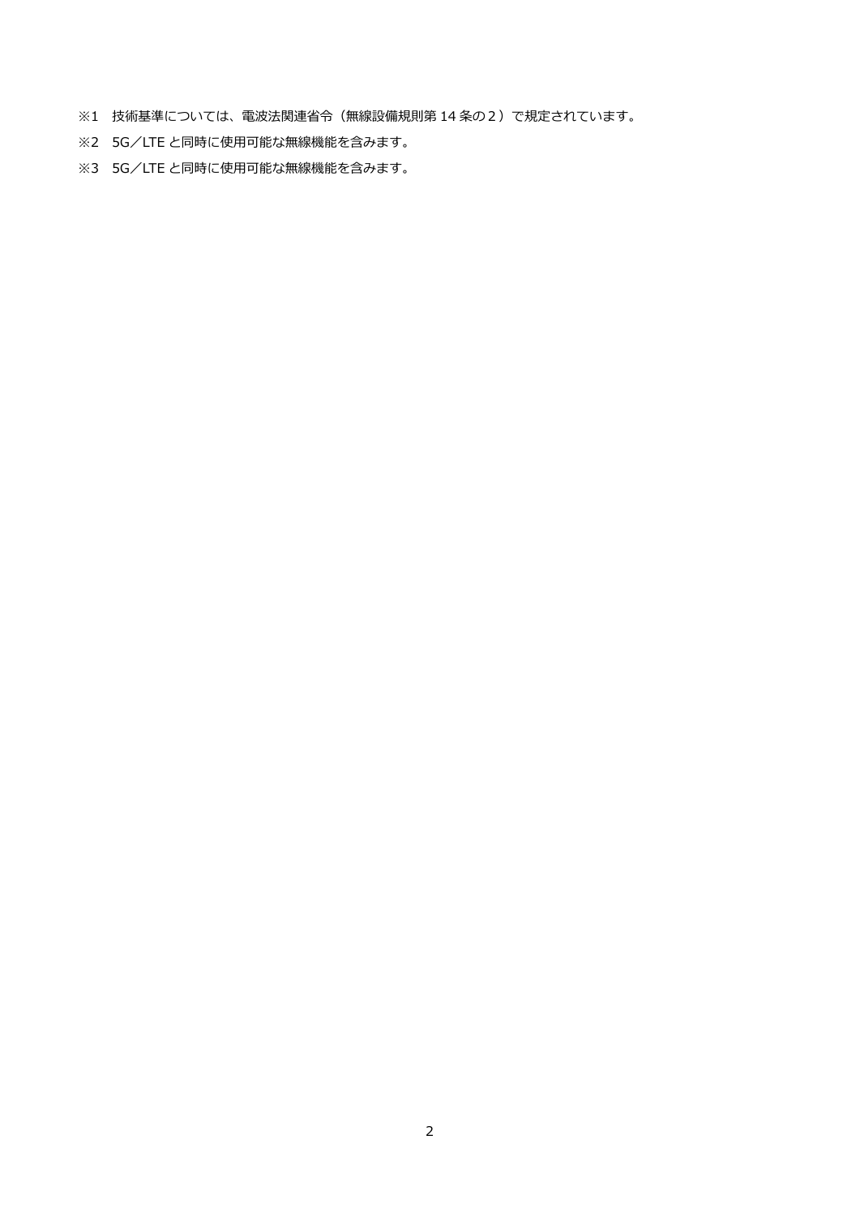※1　技術基準については、電波法関連省令（無線設備規則第 14 条の２）で規定されています。

※2　5G／LTE と同時に使用可能な無線機能を含みます。

※3　5G／LTE と同時に使用可能な無線機能を含みます。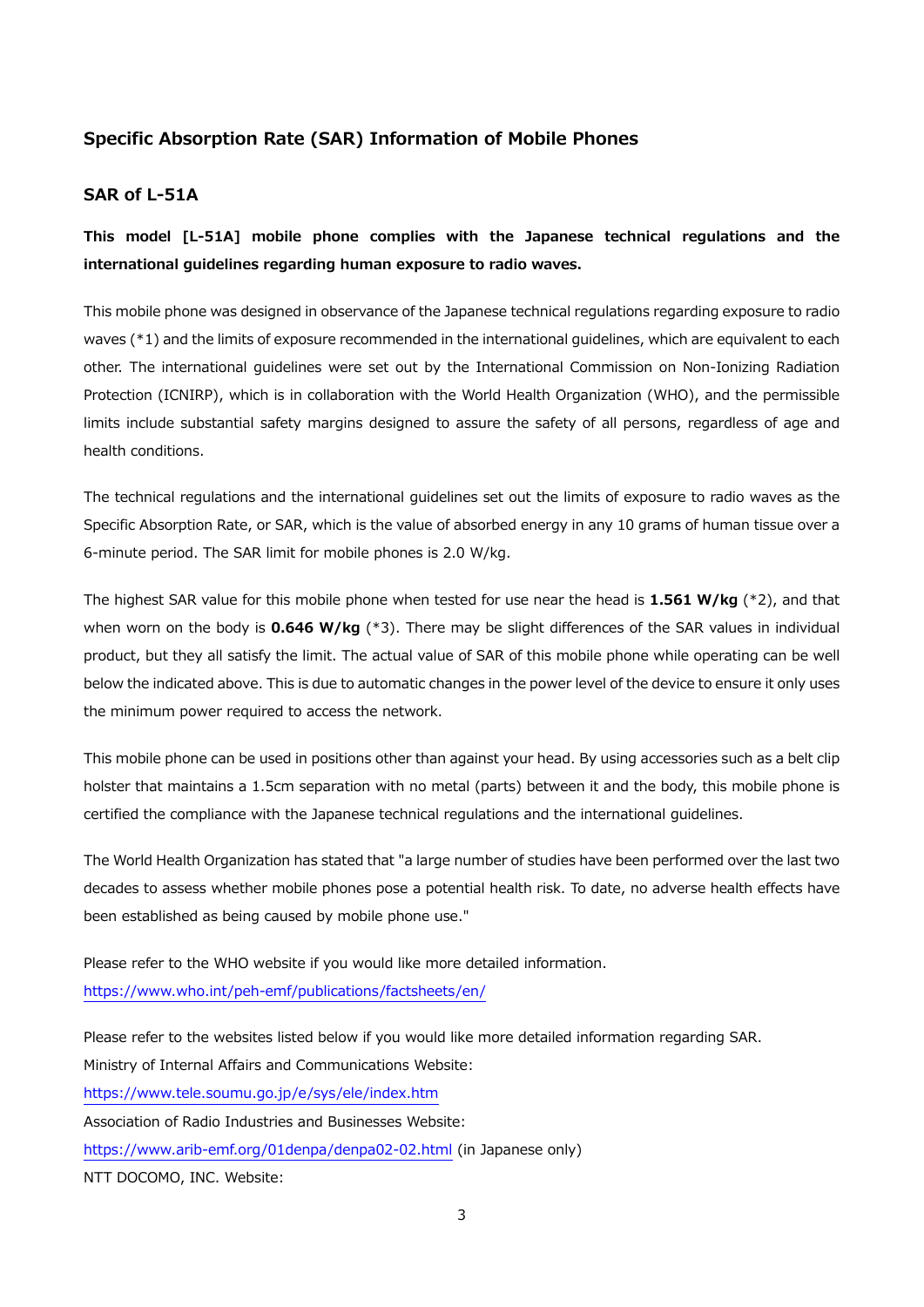## Specific Absorption Rate (SAR) Information of Mobile Phones

### SAR of L-51A

**This model [L-51A] mobile phone complies with the Japanese technical regulations and the international guidelines regarding human exposure to radio waves.**

This mobile phone was designed in observance of the Japanese technical regulations regarding exposure to radio waves (*1) and the limits of exposure recommended in the international guidelines, which are equivalent to each other. The international guidelines were set out by the International Commission on Non-Ionizing Radiation Protection (ICNIRP), which is in collaboration with the World Health Organization (WHO), and the permissible limits include substantial safety margins designed to assure the safety of all persons, regardless of age and health conditions.

The technical regulations and the international guidelines set out the limits of exposure to radio waves as the Specific Absorption Rate, or SAR, which is the value of absorbed energy in any 10 grams of human tissue over a 6-minute period. The SAR limit for mobile phones is 2.0 W/kg.

The highest SAR value for this mobile phone when tested for use near the head is **1.561 W/kg** (*2), and that when worn on the body is **0.646 W/kg** (*3). There may be slight differences of the SAR values in individual product, but they all satisfy the limit. The actual value of SAR of this mobile phone while operating can be well below the indicated above. This is due to automatic changes in the power level of the device to ensure it only uses the minimum power required to access the network.

This mobile phone can be used in positions other than against your head. By using accessories such as a belt clip holster that maintains a 1.5cm separation with no metal (parts) between it and the body, this mobile phone is certified the compliance with the Japanese technical regulations and the international guidelines.

The World Health Organization has stated that "a large number of studies have been performed over the last two decades to assess whether mobile phones pose a potential health risk. To date, no adverse health effects have been established as being caused by mobile phone use."

Please refer to the WHO website if you would like more detailed information.
https://www.who.int/peh-emf/publications/factsheets/en/

Please refer to the websites listed below if you would like more detailed information regarding SAR.
Ministry of Internal Affairs and Communications Website:
https://www.tele.soumu.go.jp/e/sys/ele/index.htm
Association of Radio Industries and Businesses Website:
https://www.arib-emf.org/01denpa/denpa02-02.html (in Japanese only)
NTT DOCOMO, INC. Website: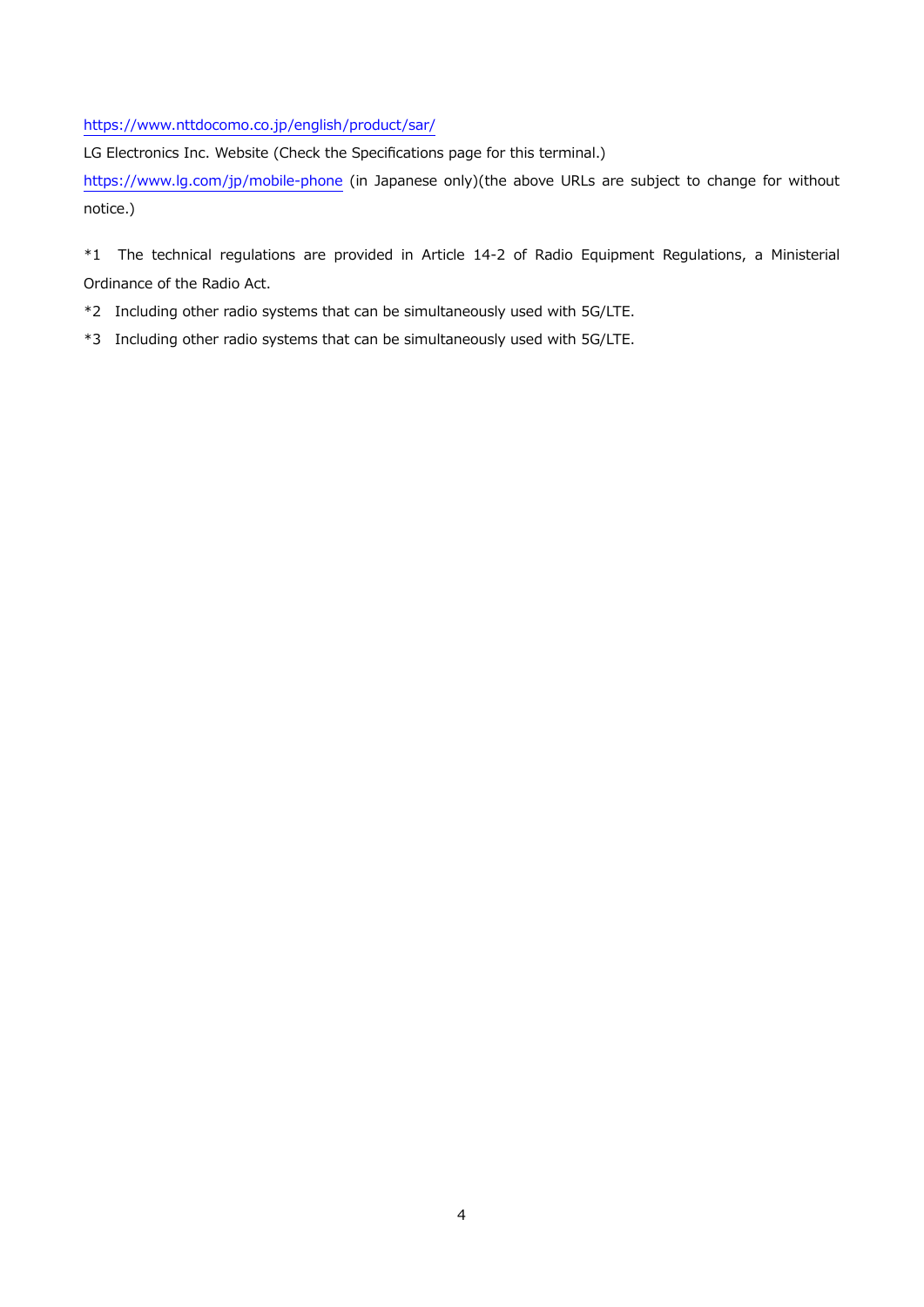https://www.nttdocomo.co.jp/english/product/sar/

LG Electronics Inc. Website (Check the Specifications page for this terminal.)

https://www.lg.com/jp/mobile-phone (in Japanese only)(the above URLs are subject to change for without notice.)

*1 The technical regulations are provided in Article 14-2 of Radio Equipment Regulations, a Ministerial Ordinance of the Radio Act.

*2 Including other radio systems that can be simultaneously used with 5G/LTE.

*3 Including other radio systems that can be simultaneously used with 5G/LTE.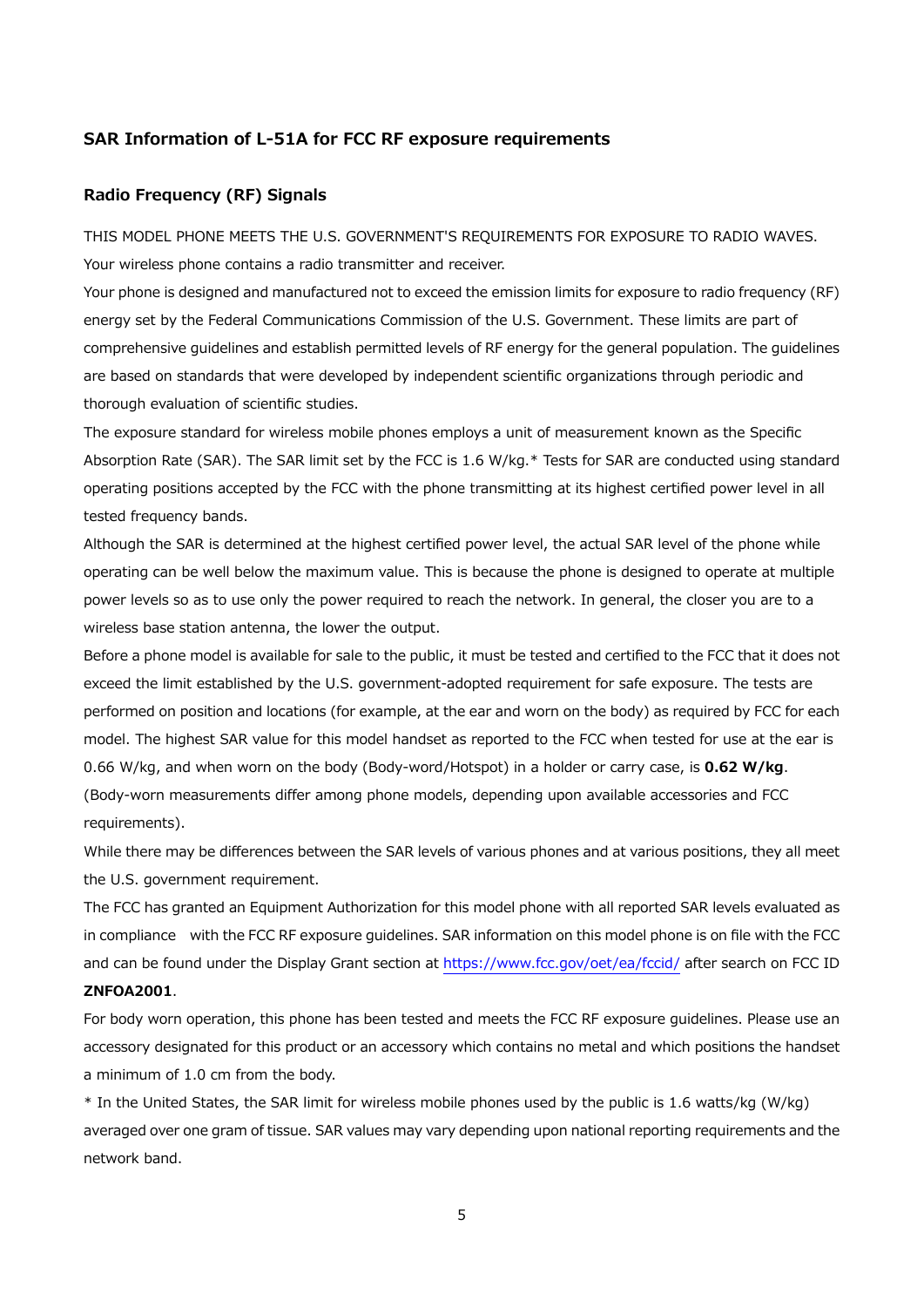## SAR Information of L-51A for FCC RF exposure requirements

### Radio Frequency (RF) Signals

THIS MODEL PHONE MEETS THE U.S. GOVERNMENT'S REQUIREMENTS FOR EXPOSURE TO RADIO WAVES.

Your wireless phone contains a radio transmitter and receiver.

Your phone is designed and manufactured not to exceed the emission limits for exposure to radio frequency (RF) energy set by the Federal Communications Commission of the U.S. Government. These limits are part of comprehensive guidelines and establish permitted levels of RF energy for the general population. The guidelines are based on standards that were developed by independent scientific organizations through periodic and thorough evaluation of scientific studies.

The exposure standard for wireless mobile phones employs a unit of measurement known as the Specific Absorption Rate (SAR). The SAR limit set by the FCC is 1.6 W/kg.* Tests for SAR are conducted using standard operating positions accepted by the FCC with the phone transmitting at its highest certified power level in all tested frequency bands.

Although the SAR is determined at the highest certified power level, the actual SAR level of the phone while operating can be well below the maximum value. This is because the phone is designed to operate at multiple power levels so as to use only the power required to reach the network. In general, the closer you are to a wireless base station antenna, the lower the output.

Before a phone model is available for sale to the public, it must be tested and certified to the FCC that it does not exceed the limit established by the U.S. government-adopted requirement for safe exposure. The tests are performed on position and locations (for example, at the ear and worn on the body) as required by FCC for each model. The highest SAR value for this model handset as reported to the FCC when tested for use at the ear is 0.66 W/kg, and when worn on the body (Body-word/Hotspot) in a holder or carry case, is **0.62 W/kg**. (Body-worn measurements differ among phone models, depending upon available accessories and FCC requirements).

While there may be differences between the SAR levels of various phones and at various positions, they all meet the U.S. government requirement.

The FCC has granted an Equipment Authorization for this model phone with all reported SAR levels evaluated as in compliance with the FCC RF exposure guidelines. SAR information on this model phone is on file with the FCC and can be found under the Display Grant section at https://www.fcc.gov/oet/ea/fccid/ after search on FCC ID **ZNFOA2001**.

For body worn operation, this phone has been tested and meets the FCC RF exposure guidelines. Please use an accessory designated for this product or an accessory which contains no metal and which positions the handset a minimum of 1.0 cm from the body.

* In the United States, the SAR limit for wireless mobile phones used by the public is 1.6 watts/kg (W/kg) averaged over one gram of tissue. SAR values may vary depending upon national reporting requirements and the network band.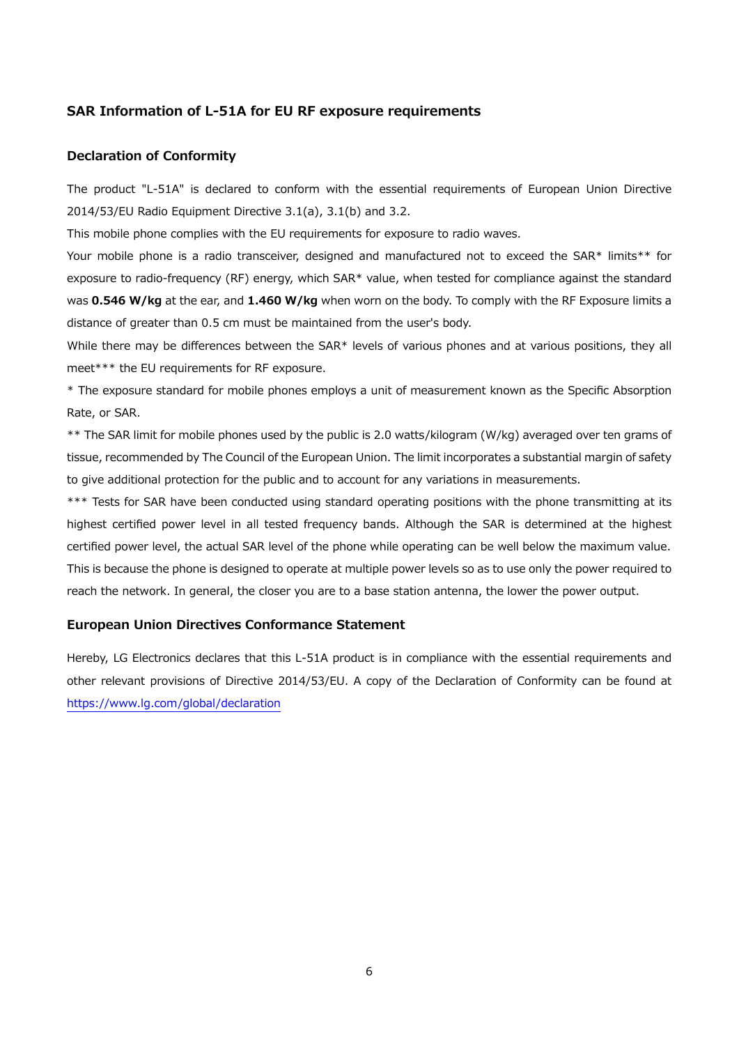## SAR Information of L-51A for EU RF exposure requirements

### Declaration of Conformity

The product "L-51A" is declared to conform with the essential requirements of European Union Directive 2014/53/EU Radio Equipment Directive 3.1(a), 3.1(b) and 3.2.

This mobile phone complies with the EU requirements for exposure to radio waves.

Your mobile phone is a radio transceiver, designed and manufactured not to exceed the SAR* limits** for exposure to radio-frequency (RF) energy, which SAR* value, when tested for compliance against the standard was **0.546 W/kg** at the ear, and **1.460 W/kg** when worn on the body. To comply with the RF Exposure limits a distance of greater than 0.5 cm must be maintained from the user's body.

While there may be differences between the SAR* levels of various phones and at various positions, they all meet*** the EU requirements for RF exposure.

* The exposure standard for mobile phones employs a unit of measurement known as the Specific Absorption Rate, or SAR.

** The SAR limit for mobile phones used by the public is 2.0 watts/kilogram (W/kg) averaged over ten grams of tissue, recommended by The Council of the European Union. The limit incorporates a substantial margin of safety to give additional protection for the public and to account for any variations in measurements.

*** Tests for SAR have been conducted using standard operating positions with the phone transmitting at its highest certified power level in all tested frequency bands. Although the SAR is determined at the highest certified power level, the actual SAR level of the phone while operating can be well below the maximum value. This is because the phone is designed to operate at multiple power levels so as to use only the power required to reach the network. In general, the closer you are to a base station antenna, the lower the power output.

### European Union Directives Conformance Statement

Hereby, LG Electronics declares that this L-51A product is in compliance with the essential requirements and other relevant provisions of Directive 2014/53/EU. A copy of the Declaration of Conformity can be found at https://www.lg.com/global/declaration